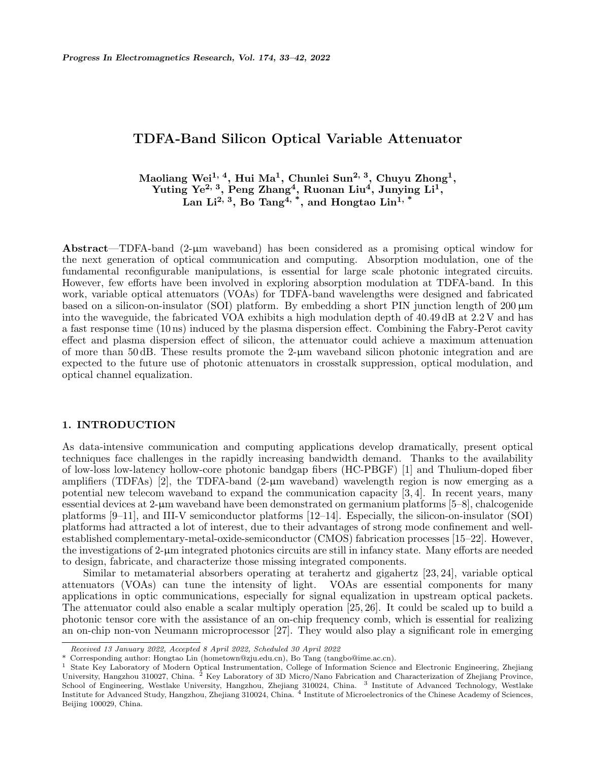# TDFA-Band Silicon Optical Variable Attenuator

**Maoliang Wei[1, 4], Hui Ma[1], Chunlei Sun[2, 3], Chuyu Zhong[1], Yuting Ye[2, 3], Peng Zhang[4], Ruonan Liu[4], Junying Li[1], Lan Li[2, 3], Bo Tang[4, *], and Hongtao Lin[1, *]**

**Abstract**—TDFA-band (2-μm waveband) has been considered as a promising optical window for the next generation of optical communication and computing. Absorption modulation, one of the fundamental reconfigurable manipulations, is essential for large scale photonic integrated circuits. However, few efforts have been involved in exploring absorption modulation at TDFA-band. In this work, variable optical attenuators (VOAs) for TDFA-band wavelengths were designed and fabricated based on a silicon-on-insulator (SOI) platform. By embedding a short PIN junction length of 200 μm into the waveguide, the fabricated VOA exhibits a high modulation depth of 40.49 dB at 2.2 V and has a fast response time (10 ns) induced by the plasma dispersion effect. Combining the Fabry-Perot cavity effect and plasma dispersion effect of silicon, the attenuator could achieve a maximum attenuation of more than 50 dB. These results promote the 2-μm waveband silicon photonic integration and are expected to the future use of photonic attenuators in crosstalk suppression, optical modulation, and optical channel equalization.

## 1. INTRODUCTION

As data-intensive communication and computing applications develop dramatically, present optical techniques face challenges in the rapidly increasing bandwidth demand. Thanks to the availability of low-loss low-latency hollow-core photonic bandgap fibers (HC-PBGF) [1] and Thulium-doped fiber amplifiers (TDFAs) [2], the TDFA-band (2-μm waveband) wavelength region is now emerging as a potential new telecom waveband to expand the communication capacity [3, 4]. In recent years, many essential devices at 2-μm waveband have been demonstrated on germanium platforms [5–8], chalcogenide platforms [9–11], and III-V semiconductor platforms [12–14]. Especially, the silicon-on-insulator (SOI) platforms had attracted a lot of interest, due to their advantages of strong mode confinement and well-established complementary-metal-oxide-semiconductor (CMOS) fabrication processes [15–22]. However, the investigations of 2-μm integrated photonics circuits are still in infancy state. Many efforts are needed to design, fabricate, and characterize those missing integrated components.

Similar to metamaterial absorbers operating at terahertz and gigahertz [23, 24], variable optical attenuators (VOAs) can tune the intensity of light. VOAs are essential components for many applications in optic communications, especially for signal equalization in upstream optical packets. The attenuator could also enable a scalar multiply operation [25, 26]. It could be scaled up to build a photonic tensor core with the assistance of an on-chip frequency comb, which is essential for realizing an on-chip non-von Neumann microprocessor [27]. They would also play a significant role in emerging

*Received 13 January 2022, Accepted 8 April 2022, Scheduled 30 April 2022*

\* Corresponding author: Hongtao Lin (hometown@zju.edu.cn), Bo Tang (tangbo@ime.ac.cn).

[1] State Key Laboratory of Modern Optical Instrumentation, College of Information Science and Electronic Engineering, Zhejiang University, Hangzhou 310027, China. [2] Key Laboratory of 3D Micro/Nano Fabrication and Characterization of Zhejiang Province, School of Engineering, Westlake University, Hangzhou, Zhejiang 310024, China. [3] Institute of Advanced Technology, Westlake Institute for Advanced Study, Hangzhou, Zhejiang 310024, China. [4] Institute of Microelectronics of the Chinese Academy of Sciences, Beijing 100029, China.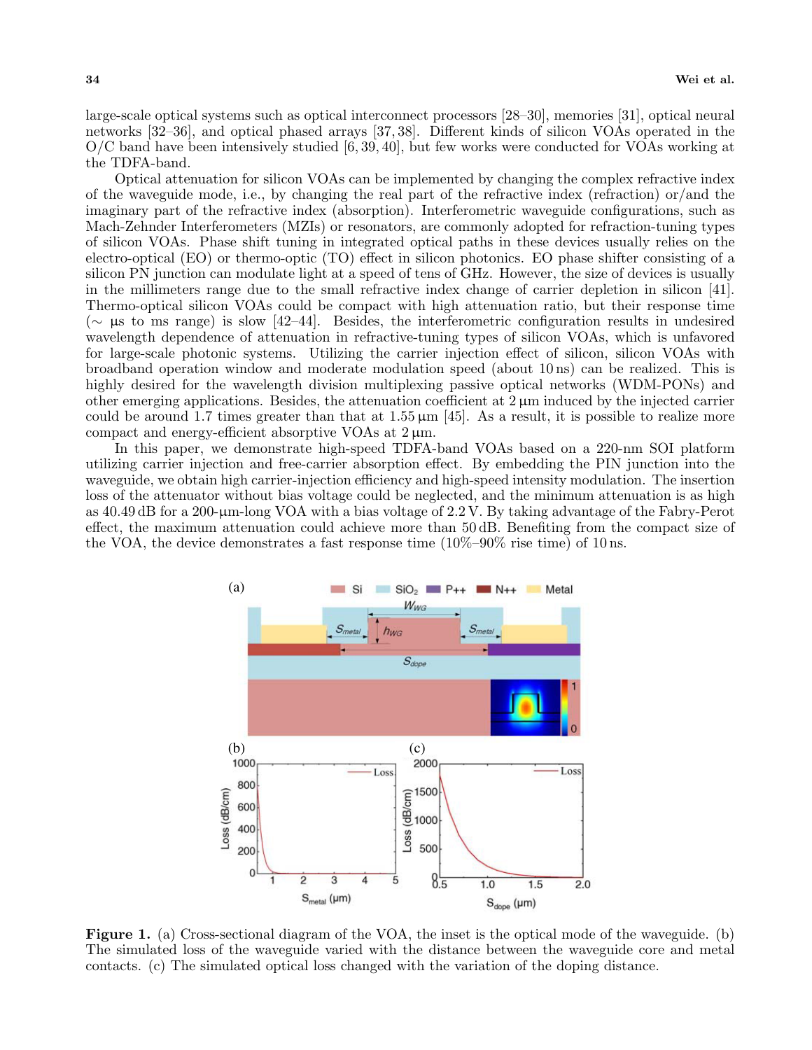large-scale optical systems such as optical interconnect processors [28–30], memories [31], optical neural networks [32–36], and optical phased arrays [37, 38]. Different kinds of silicon VOAs operated in the O/C band have been intensively studied [6, 39, 40], but few works were conducted for VOAs working at the TDFA-band.

Optical attenuation for silicon VOAs can be implemented by changing the complex refractive index of the waveguide mode, i.e., by changing the real part of the refractive index (refraction) or/and the imaginary part of the refractive index (absorption). Interferometric waveguide configurations, such as Mach-Zehnder Interferometers (MZIs) or resonators, are commonly adopted for refraction-tuning types of silicon VOAs. Phase shift tuning in integrated optical paths in these devices usually relies on the electro-optical (EO) or thermo-optic (TO) effect in silicon photonics. EO phase shifter consisting of a silicon PN junction can modulate light at a speed of tens of GHz. However, the size of devices is usually in the millimeters range due to the small refractive index change of carrier depletion in silicon [41]. Thermo-optical silicon VOAs could be compact with high attenuation ratio, but their response time (∼ μs to ms range) is slow [42–44]. Besides, the interferometric configuration results in undesired wavelength dependence of attenuation in refractive-tuning types of silicon VOAs, which is unfavored for large-scale photonic systems. Utilizing the carrier injection effect of silicon, silicon VOAs with broadband operation window and moderate modulation speed (about 10 ns) can be realized. This is highly desired for the wavelength division multiplexing passive optical networks (WDM-PONs) and other emerging applications. Besides, the attenuation coefficient at 2 μm induced by the injected carrier could be around 1.7 times greater than that at 1.55 μm [45]. As a result, it is possible to realize more compact and energy-efficient absorptive VOAs at 2 μm.

In this paper, we demonstrate high-speed TDFA-band VOAs based on a 220-nm SOI platform utilizing carrier injection and free-carrier absorption effect. By embedding the PIN junction into the waveguide, we obtain high carrier-injection efficiency and high-speed intensity modulation. The insertion loss of the attenuator without bias voltage could be neglected, and the minimum attenuation is as high as 40.49 dB for a 200-μm-long VOA with a bias voltage of 2.2 V. By taking advantage of the Fabry-Perot effect, the maximum attenuation could achieve more than 50 dB. Benefiting from the compact size of the VOA, the device demonstrates a fast response time (10%–90% rise time) of 10 ns.

**Figure 1.** (a) Cross-sectional diagram of the VOA, the inset is the optical mode of the waveguide. (b) The simulated loss of the waveguide varied with the distance between the waveguide core and metal contacts. (c) The simulated optical loss changed with the variation of the doping distance.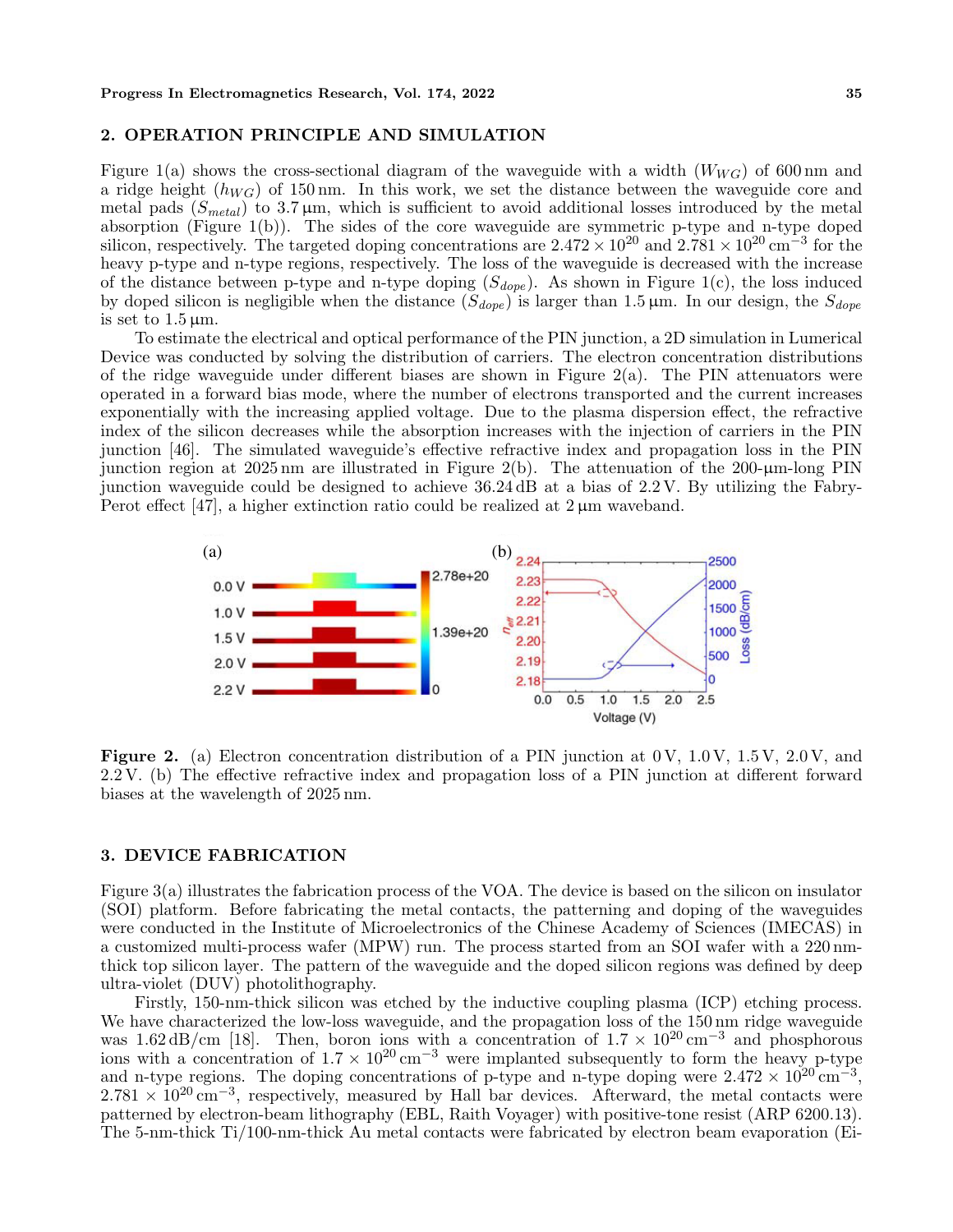## 2. OPERATION PRINCIPLE AND SIMULATION

Figure 1(a) shows the cross-sectional diagram of the waveguide with a width ($W_{WG}$) of 600 nm and a ridge height ($h_{WG}$) of 150 nm. In this work, we set the distance between the waveguide core and metal pads ($S_{metal}$) to 3.7 µm, which is sufficient to avoid additional losses introduced by the metal absorption (Figure 1(b)). The sides of the core waveguide are symmetric p-type and n-type doped silicon, respectively. The targeted doping concentrations are $2.472 \times 10^{20}$ and $2.781 \times 10^{20}\,\text{cm}^{-3}$ for the heavy p-type and n-type regions, respectively. The loss of the waveguide is decreased with the increase of the distance between p-type and n-type doping ($S_{dope}$). As shown in Figure 1(c), the loss induced by doped silicon is negligible when the distance ($S_{dope}$) is larger than 1.5 µm. In our design, the $S_{dope}$ is set to 1.5 µm.

To estimate the electrical and optical performance of the PIN junction, a 2D simulation in Lumerical Device was conducted by solving the distribution of carriers. The electron concentration distributions of the ridge waveguide under different biases are shown in Figure 2(a). The PIN attenuators were operated in a forward bias mode, where the number of electrons transported and the current increases exponentially with the increasing applied voltage. Due to the plasma dispersion effect, the refractive index of the silicon decreases while the absorption increases with the injection of carriers in the PIN junction [46]. The simulated waveguide's effective refractive index and propagation loss in the PIN junction region at 2025 nm are illustrated in Figure 2(b). The attenuation of the 200-µm-long PIN junction waveguide could be designed to achieve 36.24 dB at a bias of 2.2 V. By utilizing the Fabry-Perot effect [47], a higher extinction ratio could be realized at 2 µm waveband.

**Figure 2.** (a) Electron concentration distribution of a PIN junction at 0 V, 1.0 V, 1.5 V, 2.0 V, and 2.2 V. (b) The effective refractive index and propagation loss of a PIN junction at different forward biases at the wavelength of 2025 nm.

## 3. DEVICE FABRICATION

Figure 3(a) illustrates the fabrication process of the VOA. The device is based on the silicon on insulator (SOI) platform. Before fabricating the metal contacts, the patterning and doping of the waveguides were conducted in the Institute of Microelectronics of the Chinese Academy of Sciences (IMECAS) in a customized multi-process wafer (MPW) run. The process started from an SOI wafer with a 220 nm-thick top silicon layer. The pattern of the waveguide and the doped silicon regions was defined by deep ultra-violet (DUV) photolithography.

Firstly, 150-nm-thick silicon was etched by the inductive coupling plasma (ICP) etching process. We have characterized the low-loss waveguide, and the propagation loss of the 150 nm ridge waveguide was 1.62 dB/cm [18]. Then, boron ions with a concentration of $1.7 \times 10^{20}\,\text{cm}^{-3}$ and phosphorous ions with a concentration of $1.7 \times 10^{20}\,\text{cm}^{-3}$ were implanted subsequently to form the heavy p-type and n-type regions. The doping concentrations of p-type and n-type doping were $2.472 \times 10^{20}\,\text{cm}^{-3}$, $2.781 \times 10^{20}\,\text{cm}^{-3}$, respectively, measured by Hall bar devices. Afterward, the metal contacts were patterned by electron-beam lithography (EBL, Raith Voyager) with positive-tone resist (ARP 6200.13). The 5-nm-thick Ti/100-nm-thick Au metal contacts were fabricated by electron beam evaporation (Ei-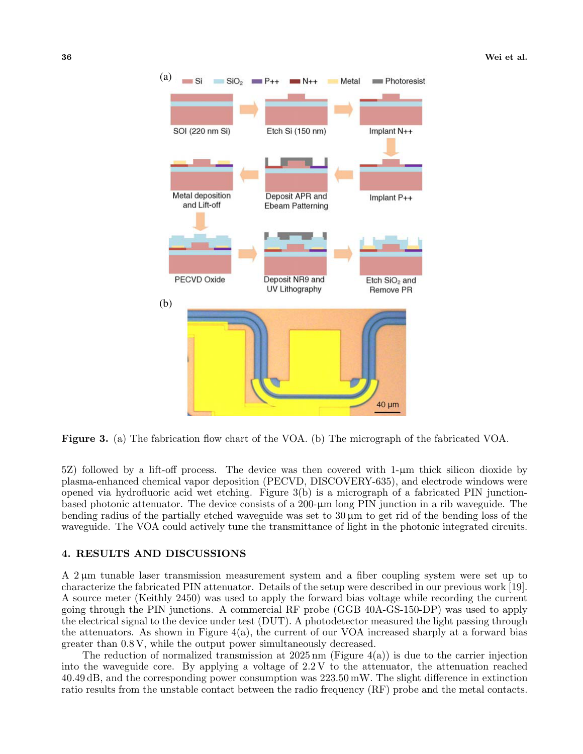**Figure 3.** (a) The fabrication flow chart of the VOA. (b) The micrograph of the fabricated VOA.

5Z) followed by a lift-off process. The device was then covered with 1-μm thick silicon dioxide by plasma-enhanced chemical vapor deposition (PECVD, DISCOVERY-635), and electrode windows were opened via hydrofluoric acid wet etching. Figure 3(b) is a micrograph of a fabricated PIN junction-based photonic attenuator. The device consists of a 200-μm long PIN junction in a rib waveguide. The bending radius of the partially etched waveguide was set to 30 μm to get rid of the bending loss of the waveguide. The VOA could actively tune the transmittance of light in the photonic integrated circuits.

## 4. RESULTS AND DISCUSSIONS

A 2 μm tunable laser transmission measurement system and a fiber coupling system were set up to characterize the fabricated PIN attenuator. Details of the setup were described in our previous work [19]. A source meter (Keithly 2450) was used to apply the forward bias voltage while recording the current going through the PIN junctions. A commercial RF probe (GGB 40A-GS-150-DP) was used to apply the electrical signal to the device under test (DUT). A photodetector measured the light passing through the attenuators. As shown in Figure 4(a), the current of our VOA increased sharply at a forward bias greater than 0.8 V, while the output power simultaneously decreased.

The reduction of normalized transmission at 2025 nm (Figure 4(a)) is due to the carrier injection into the waveguide core. By applying a voltage of 2.2 V to the attenuator, the attenuation reached 40.49 dB, and the corresponding power consumption was 223.50 mW. The slight difference in extinction ratio results from the unstable contact between the radio frequency (RF) probe and the metal contacts.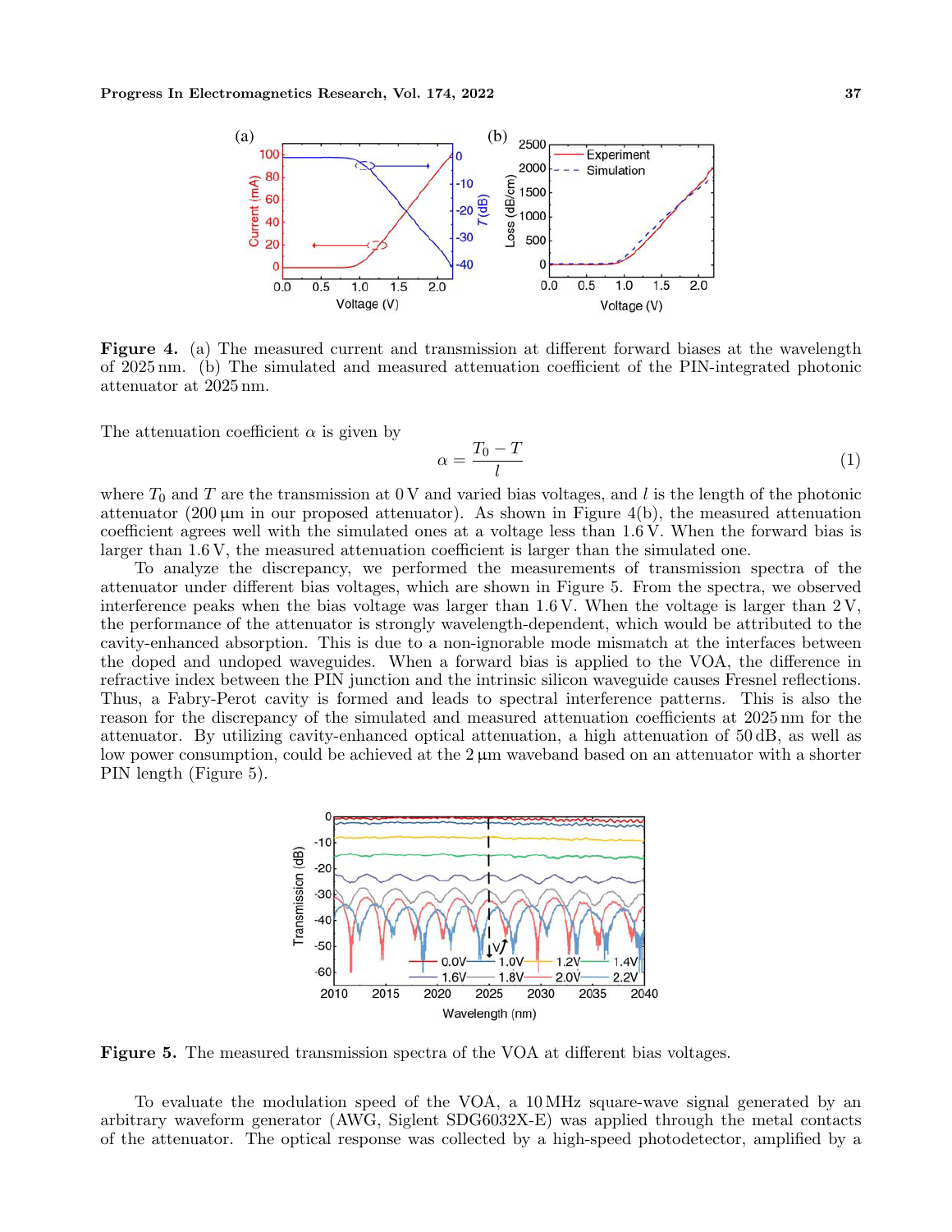**Figure 4.** (a) The measured current and transmission at different forward biases at the wavelength of 2025 nm. (b) The simulated and measured attenuation coefficient of the PIN-integrated photonic attenuator at 2025 nm.

The attenuation coefficient $\alpha$ is given by

$$\alpha = \frac{T_0 - T}{l} \tag{1}$$

where $T_0$ and $T$ are the transmission at 0 V and varied bias voltages, and $l$ is the length of the photonic attenuator (200 µm in our proposed attenuator). As shown in Figure 4(b), the measured attenuation coefficient agrees well with the simulated ones at a voltage less than 1.6 V. When the forward bias is larger than 1.6 V, the measured attenuation coefficient is larger than the simulated one.

To analyze the discrepancy, we performed the measurements of transmission spectra of the attenuator under different bias voltages, which are shown in Figure 5. From the spectra, we observed interference peaks when the bias voltage was larger than 1.6 V. When the voltage is larger than 2 V, the performance of the attenuator is strongly wavelength-dependent, which would be attributed to the cavity-enhanced absorption. This is due to a non-ignorable mode mismatch at the interfaces between the doped and undoped waveguides. When a forward bias is applied to the VOA, the difference in refractive index between the PIN junction and the intrinsic silicon waveguide causes Fresnel reflections. Thus, a Fabry-Perot cavity is formed and leads to spectral interference patterns. This is also the reason for the discrepancy of the simulated and measured attenuation coefficients at 2025 nm for the attenuator. By utilizing cavity-enhanced optical attenuation, a high attenuation of 50 dB, as well as low power consumption, could be achieved at the 2 µm waveband based on an attenuator with a shorter PIN length (Figure 5).

**Figure 5.** The measured transmission spectra of the VOA at different bias voltages.

To evaluate the modulation speed of the VOA, a 10 MHz square-wave signal generated by an arbitrary waveform generator (AWG, Siglent SDG6032X-E) was applied through the metal contacts of the attenuator. The optical response was collected by a high-speed photodetector, amplified by a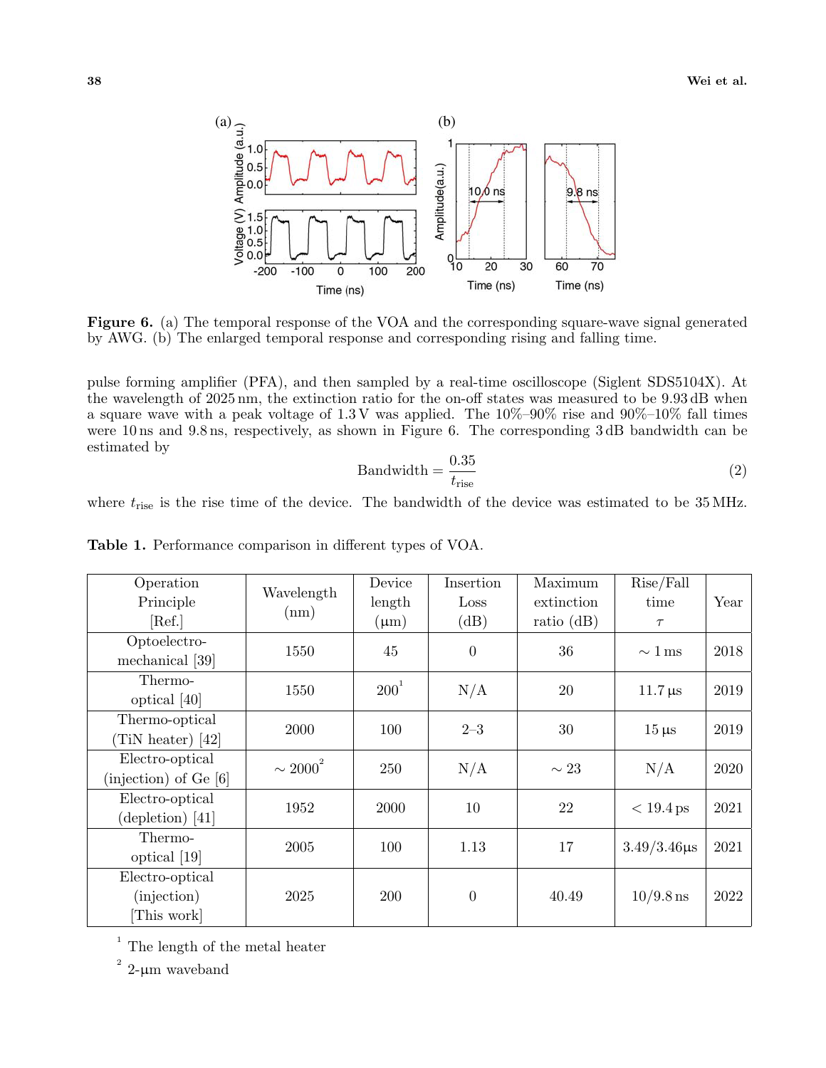**Figure 6.** (a) The temporal response of the VOA and the corresponding square-wave signal generated by AWG. (b) The enlarged temporal response and corresponding rising and falling time.

pulse forming amplifier (PFA), and then sampled by a real-time oscilloscope (Siglent SDS5104X). At the wavelength of 2025 nm, the extinction ratio for the on-off states was measured to be 9.93 dB when a square wave with a peak voltage of 1.3 V was applied. The 10%–90% rise and 90%–10% fall times were 10 ns and 9.8 ns, respectively, as shown in Figure 6. The corresponding 3 dB bandwidth can be estimated by

$$\text{Bandwidth} = \frac{0.35}{t_{\text{rise}}} \tag{2}$$

where $t_{\text{rise}}$ is the rise time of the device. The bandwidth of the device was estimated to be 35 MHz.

**Table 1.** Performance comparison in different types of VOA.

| Operation Principle [Ref.] | Wavelength (nm) | Device length (μm) | Insertion Loss (dB) | Maximum extinction ratio (dB) | Rise/Fall time $\tau$ | Year |
|---|---|---|---|---|---|---|
| Optoelectro-mechanical [39] | 1550 | 45 | 0 | 36 | $\sim$ 1 ms | 2018 |
| Thermo-optical [40] | 1550 | 200[1] | N/A | 20 | 11.7 μs | 2019 |
| Thermo-optical (TiN heater) [42] | 2000 | 100 | 2–3 | 30 | 15 μs | 2019 |
| Electro-optical (injection) of Ge [6] | $\sim$ 2000[2] | 250 | N/A | $\sim$ 23 | N/A | 2020 |
| Electro-optical (depletion) [41] | 1952 | 2000 | 10 | 22 | $<$ 19.4 ps | 2021 |
| Thermo-optical [19] | 2005 | 100 | 1.13 | 17 | 3.49/3.46μs | 2021 |
| Electro-optical (injection) [This work] | 2025 | 200 | 0 | 40.49 | 10/9.8 ns | 2022 |

[1] The length of the metal heater

[2] 2-μm waveband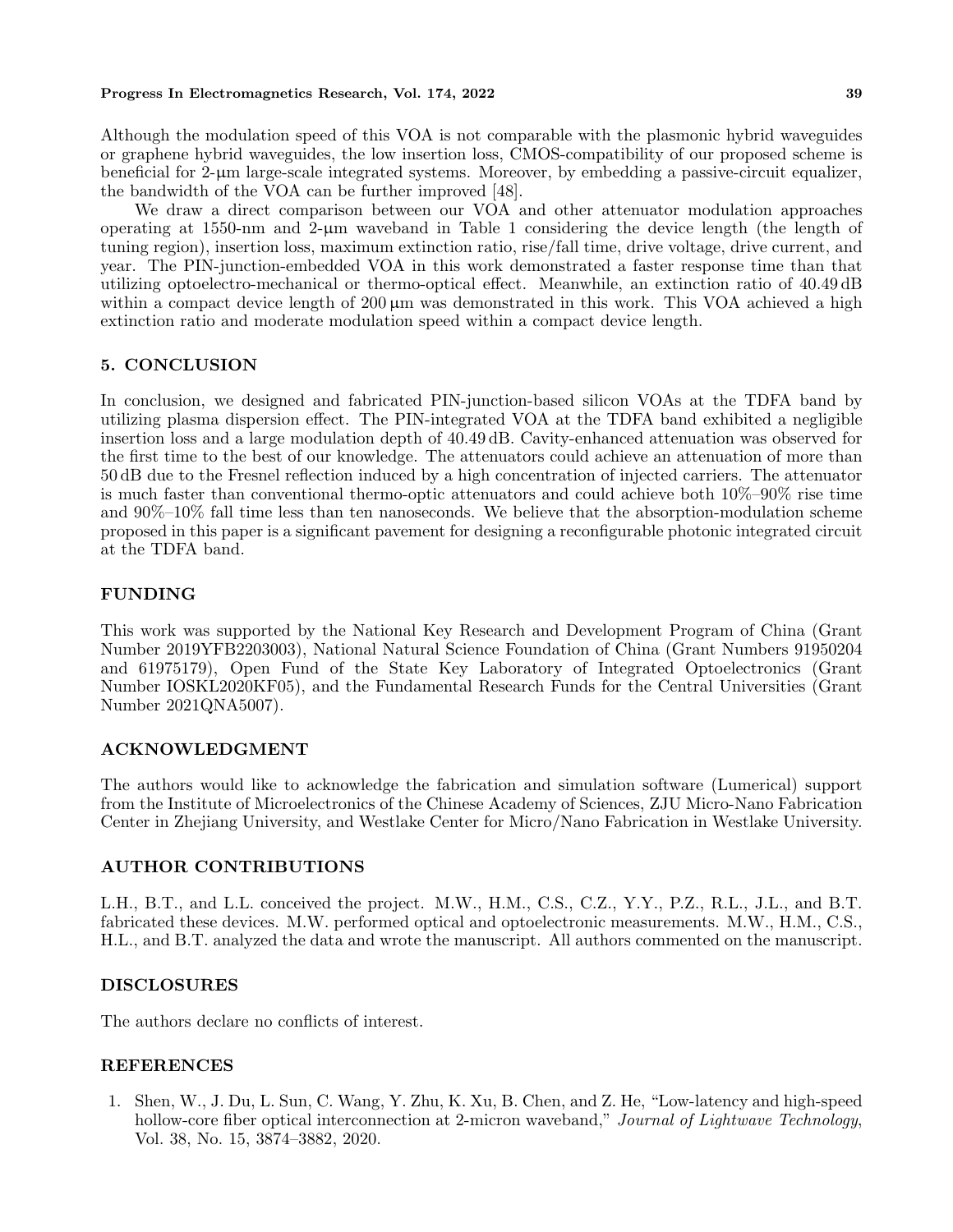Although the modulation speed of this VOA is not comparable with the plasmonic hybrid waveguides or graphene hybrid waveguides, the low insertion loss, CMOS-compatibility of our proposed scheme is beneficial for 2-μm large-scale integrated systems. Moreover, by embedding a passive-circuit equalizer, the bandwidth of the VOA can be further improved [48].

We draw a direct comparison between our VOA and other attenuator modulation approaches operating at 1550-nm and 2-μm waveband in Table 1 considering the device length (the length of tuning region), insertion loss, maximum extinction ratio, rise/fall time, drive voltage, drive current, and year. The PIN-junction-embedded VOA in this work demonstrated a faster response time than that utilizing optoelectro-mechanical or thermo-optical effect. Meanwhile, an extinction ratio of 40.49 dB within a compact device length of 200 μm was demonstrated in this work. This VOA achieved a high extinction ratio and moderate modulation speed within a compact device length.

## 5. CONCLUSION

In conclusion, we designed and fabricated PIN-junction-based silicon VOAs at the TDFA band by utilizing plasma dispersion effect. The PIN-integrated VOA at the TDFA band exhibited a negligible insertion loss and a large modulation depth of 40.49 dB. Cavity-enhanced attenuation was observed for the first time to the best of our knowledge. The attenuators could achieve an attenuation of more than 50 dB due to the Fresnel reflection induced by a high concentration of injected carriers. The attenuator is much faster than conventional thermo-optic attenuators and could achieve both 10%–90% rise time and 90%–10% fall time less than ten nanoseconds. We believe that the absorption-modulation scheme proposed in this paper is a significant pavement for designing a reconfigurable photonic integrated circuit at the TDFA band.

## FUNDING

This work was supported by the National Key Research and Development Program of China (Grant Number 2019YFB2203003), National Natural Science Foundation of China (Grant Numbers 91950204 and 61975179), Open Fund of the State Key Laboratory of Integrated Optoelectronics (Grant Number IOSKL2020KF05), and the Fundamental Research Funds for the Central Universities (Grant Number 2021QNA5007).

## ACKNOWLEDGMENT

The authors would like to acknowledge the fabrication and simulation software (Lumerical) support from the Institute of Microelectronics of the Chinese Academy of Sciences, ZJU Micro-Nano Fabrication Center in Zhejiang University, and Westlake Center for Micro/Nano Fabrication in Westlake University.

## AUTHOR CONTRIBUTIONS

L.H., B.T., and L.L. conceived the project. M.W., H.M., C.S., C.Z., Y.Y., P.Z., R.L., J.L., and B.T. fabricated these devices. M.W. performed optical and optoelectronic measurements. M.W., H.M., C.S., H.L., and B.T. analyzed the data and wrote the manuscript. All authors commented on the manuscript.

## DISCLOSURES

The authors declare no conflicts of interest.

## REFERENCES

1. Shen, W., J. Du, L. Sun, C. Wang, Y. Zhu, K. Xu, B. Chen, and Z. He, "Low-latency and high-speed hollow-core fiber optical interconnection at 2-micron waveband," *Journal of Lightwave Technology*, Vol. 38, No. 15, 3874–3882, 2020.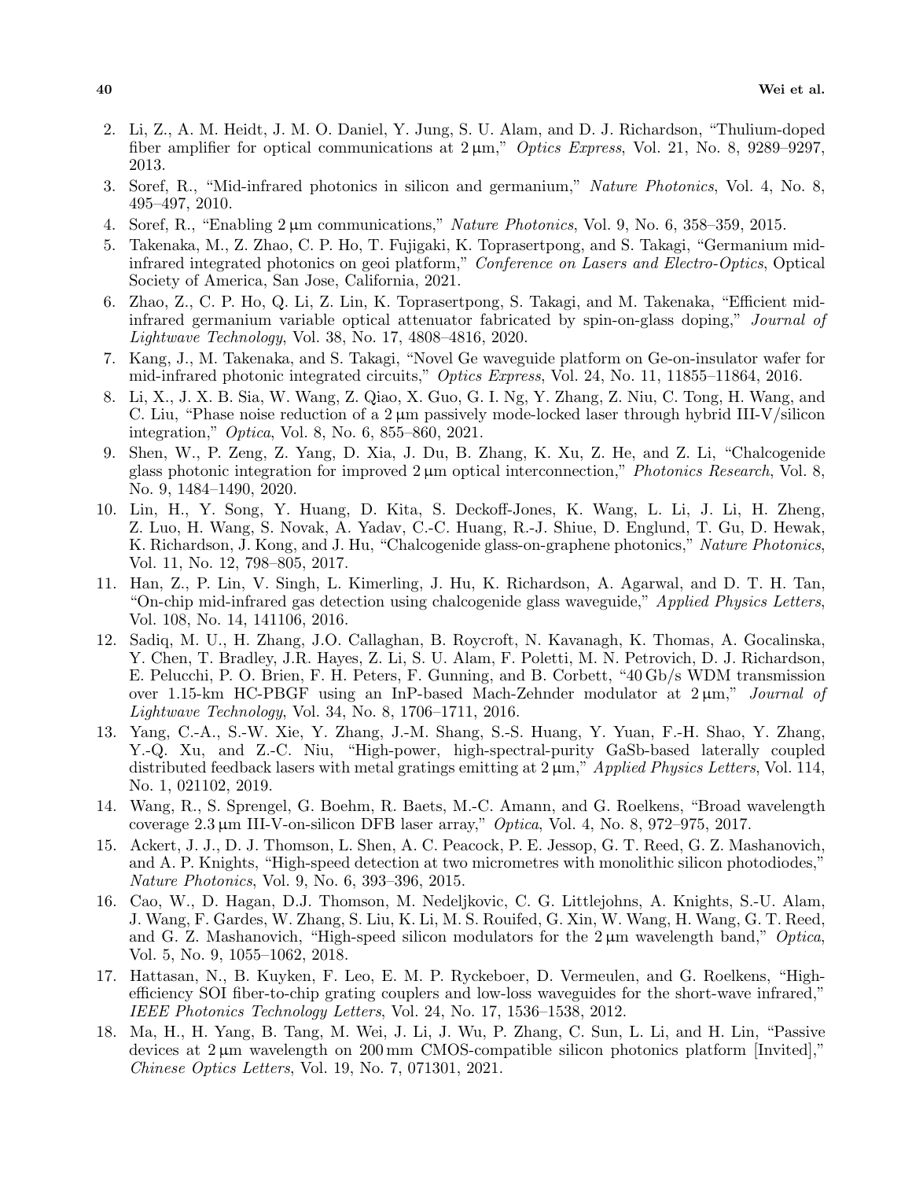2. Li, Z., A. M. Heidt, J. M. O. Daniel, Y. Jung, S. U. Alam, and D. J. Richardson, "Thulium-doped fiber amplifier for optical communications at 2 μm," *Optics Express*, Vol. 21, No. 8, 9289–9297, 2013.
3. Soref, R., "Mid-infrared photonics in silicon and germanium," *Nature Photonics*, Vol. 4, No. 8, 495–497, 2010.
4. Soref, R., "Enabling 2 μm communications," *Nature Photonics*, Vol. 9, No. 6, 358–359, 2015.
5. Takenaka, M., Z. Zhao, C. P. Ho, T. Fujigaki, K. Toprasertpong, and S. Takagi, "Germanium mid-infrared integrated photonics on geoi platform," *Conference on Lasers and Electro-Optics*, Optical Society of America, San Jose, California, 2021.
6. Zhao, Z., C. P. Ho, Q. Li, Z. Lin, K. Toprasertpong, S. Takagi, and M. Takenaka, "Efficient mid-infrared germanium variable optical attenuator fabricated by spin-on-glass doping," *Journal of Lightwave Technology*, Vol. 38, No. 17, 4808–4816, 2020.
7. Kang, J., M. Takenaka, and S. Takagi, "Novel Ge waveguide platform on Ge-on-insulator wafer for mid-infrared photonic integrated circuits," *Optics Express*, Vol. 24, No. 11, 11855–11864, 2016.
8. Li, X., J. X. B. Sia, W. Wang, Z. Qiao, X. Guo, G. I. Ng, Y. Zhang, Z. Niu, C. Tong, H. Wang, and C. Liu, "Phase noise reduction of a 2 μm passively mode-locked laser through hybrid III-V/silicon integration," *Optica*, Vol. 8, No. 6, 855–860, 2021.
9. Shen, W., P. Zeng, Z. Yang, D. Xia, J. Du, B. Zhang, K. Xu, Z. He, and Z. Li, "Chalcogenide glass photonic integration for improved 2 μm optical interconnection," *Photonics Research*, Vol. 8, No. 9, 1484–1490, 2020.
10. Lin, H., Y. Song, Y. Huang, D. Kita, S. Deckoff-Jones, K. Wang, L. Li, J. Li, H. Zheng, Z. Luo, H. Wang, S. Novak, A. Yadav, C.-C. Huang, R.-J. Shiue, D. Englund, T. Gu, D. Hewak, K. Richardson, J. Kong, and J. Hu, "Chalcogenide glass-on-graphene photonics," *Nature Photonics*, Vol. 11, No. 12, 798–805, 2017.
11. Han, Z., P. Lin, V. Singh, L. Kimerling, J. Hu, K. Richardson, A. Agarwal, and D. T. H. Tan, "On-chip mid-infrared gas detection using chalcogenide glass waveguide," *Applied Physics Letters*, Vol. 108, No. 14, 141106, 2016.
12. Sadiq, M. U., H. Zhang, J.O. Callaghan, B. Roycroft, N. Kavanagh, K. Thomas, A. Gocalinska, Y. Chen, T. Bradley, J.R. Hayes, Z. Li, S. U. Alam, F. Poletti, M. N. Petrovich, D. J. Richardson, E. Pelucchi, P. O. Brien, F. H. Peters, F. Gunning, and B. Corbett, "40 Gb/s WDM transmission over 1.15-km HC-PBGF using an InP-based Mach-Zehnder modulator at 2 μm," *Journal of Lightwave Technology*, Vol. 34, No. 8, 1706–1711, 2016.
13. Yang, C.-A., S.-W. Xie, Y. Zhang, J.-M. Shang, S.-S. Huang, Y. Yuan, F.-H. Shao, Y. Zhang, Y.-Q. Xu, and Z.-C. Niu, "High-power, high-spectral-purity GaSb-based laterally coupled distributed feedback lasers with metal gratings emitting at 2 μm," *Applied Physics Letters*, Vol. 114, No. 1, 021102, 2019.
14. Wang, R., S. Sprengel, G. Boehm, R. Baets, M.-C. Amann, and G. Roelkens, "Broad wavelength coverage 2.3 μm III-V-on-silicon DFB laser array," *Optica*, Vol. 4, No. 8, 972–975, 2017.
15. Ackert, J. J., D. J. Thomson, L. Shen, A. C. Peacock, P. E. Jessop, G. T. Reed, G. Z. Mashanovich, and A. P. Knights, "High-speed detection at two micrometres with monolithic silicon photodiodes," *Nature Photonics*, Vol. 9, No. 6, 393–396, 2015.
16. Cao, W., D. Hagan, D.J. Thomson, M. Nedeljkovic, C. G. Littlejohns, A. Knights, S.-U. Alam, J. Wang, F. Gardes, W. Zhang, S. Liu, K. Li, M. S. Rouifed, G. Xin, W. Wang, H. Wang, G. T. Reed, and G. Z. Mashanovich, "High-speed silicon modulators for the 2 μm wavelength band," *Optica*, Vol. 5, No. 9, 1055–1062, 2018.
17. Hattasan, N., B. Kuyken, F. Leo, E. M. P. Ryckeboer, D. Vermeulen, and G. Roelkens, "High-efficiency SOI fiber-to-chip grating couplers and low-loss waveguides for the short-wave infrared," *IEEE Photonics Technology Letters*, Vol. 24, No. 17, 1536–1538, 2012.
18. Ma, H., H. Yang, B. Tang, M. Wei, J. Li, J. Wu, P. Zhang, C. Sun, L. Li, and H. Lin, "Passive devices at 2 μm wavelength on 200 mm CMOS-compatible silicon photonics platform [Invited]," *Chinese Optics Letters*, Vol. 19, No. 7, 071301, 2021.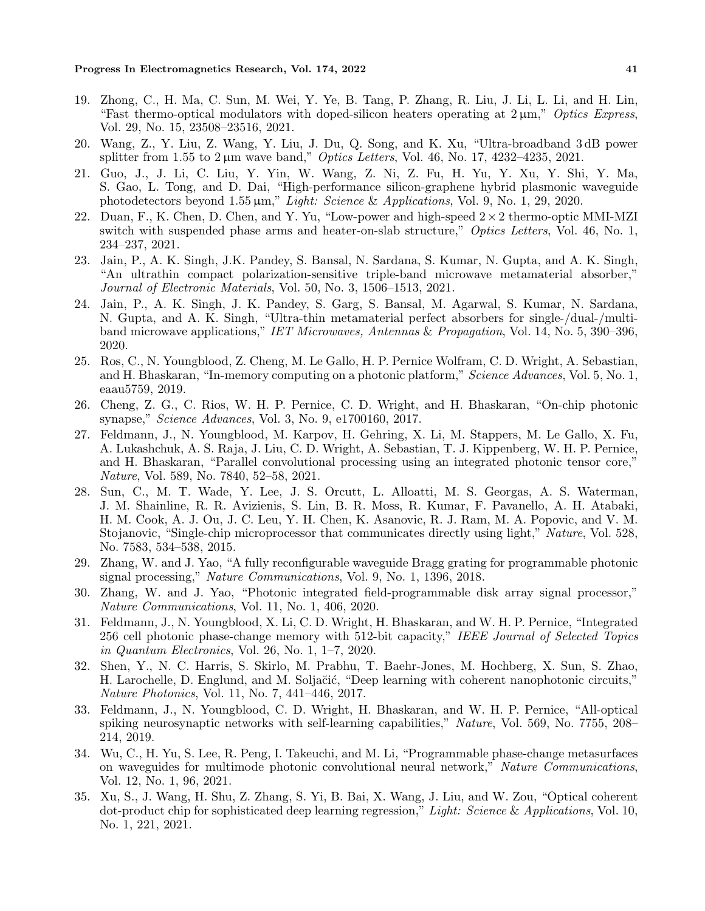19. Zhong, C., H. Ma, C. Sun, M. Wei, Y. Ye, B. Tang, P. Zhang, R. Liu, J. Li, L. Li, and H. Lin, "Fast thermo-optical modulators with doped-silicon heaters operating at 2 μm," *Optics Express*, Vol. 29, No. 15, 23508–23516, 2021.
20. Wang, Z., Y. Liu, Z. Wang, Y. Liu, J. Du, Q. Song, and K. Xu, "Ultra-broadband 3 dB power splitter from 1.55 to 2 μm wave band," *Optics Letters*, Vol. 46, No. 17, 4232–4235, 2021.
21. Guo, J., J. Li, C. Liu, Y. Yin, W. Wang, Z. Ni, Z. Fu, H. Yu, Y. Xu, Y. Shi, Y. Ma, S. Gao, L. Tong, and D. Dai, "High-performance silicon-graphene hybrid plasmonic waveguide photodetectors beyond 1.55 μm," *Light: Science & Applications*, Vol. 9, No. 1, 29, 2020.
22. Duan, F., K. Chen, D. Chen, and Y. Yu, "Low-power and high-speed $2 \times 2$ thermo-optic MMI-MZI switch with suspended phase arms and heater-on-slab structure," *Optics Letters*, Vol. 46, No. 1, 234–237, 2021.
23. Jain, P., A. K. Singh, J.K. Pandey, S. Bansal, N. Sardana, S. Kumar, N. Gupta, and A. K. Singh, "An ultrathin compact polarization-sensitive triple-band microwave metamaterial absorber," *Journal of Electronic Materials*, Vol. 50, No. 3, 1506–1513, 2021.
24. Jain, P., A. K. Singh, J. K. Pandey, S. Garg, S. Bansal, M. Agarwal, S. Kumar, N. Sardana, N. Gupta, and A. K. Singh, "Ultra-thin metamaterial perfect absorbers for single-/dual-/multi-band microwave applications," *IET Microwaves, Antennas & Propagation*, Vol. 14, No. 5, 390–396, 2020.
25. Ros, C., N. Youngblood, Z. Cheng, M. Le Gallo, H. P. Pernice Wolfram, C. D. Wright, A. Sebastian, and H. Bhaskaran, "In-memory computing on a photonic platform," *Science Advances*, Vol. 5, No. 1, eaau5759, 2019.
26. Cheng, Z. G., C. Rios, W. H. P. Pernice, C. D. Wright, and H. Bhaskaran, "On-chip photonic synapse," *Science Advances*, Vol. 3, No. 9, e1700160, 2017.
27. Feldmann, J., N. Youngblood, M. Karpov, H. Gehring, X. Li, M. Stappers, M. Le Gallo, X. Fu, A. Lukashchuk, A. S. Raja, J. Liu, C. D. Wright, A. Sebastian, T. J. Kippenberg, W. H. P. Pernice, and H. Bhaskaran, "Parallel convolutional processing using an integrated photonic tensor core," *Nature*, Vol. 589, No. 7840, 52–58, 2021.
28. Sun, C., M. T. Wade, Y. Lee, J. S. Orcutt, L. Alloatti, M. S. Georgas, A. S. Waterman, J. M. Shainline, R. R. Avizienis, S. Lin, B. R. Moss, R. Kumar, F. Pavanello, A. H. Atabaki, H. M. Cook, A. J. Ou, J. C. Leu, Y. H. Chen, K. Asanovic, R. J. Ram, M. A. Popovic, and V. M. Stojanovic, "Single-chip microprocessor that communicates directly using light," *Nature*, Vol. 528, No. 7583, 534–538, 2015.
29. Zhang, W. and J. Yao, "A fully reconfigurable waveguide Bragg grating for programmable photonic signal processing," *Nature Communications*, Vol. 9, No. 1, 1396, 2018.
30. Zhang, W. and J. Yao, "Photonic integrated field-programmable disk array signal processor," *Nature Communications*, Vol. 11, No. 1, 406, 2020.
31. Feldmann, J., N. Youngblood, X. Li, C. D. Wright, H. Bhaskaran, and W. H. P. Pernice, "Integrated 256 cell photonic phase-change memory with 512-bit capacity," *IEEE Journal of Selected Topics in Quantum Electronics*, Vol. 26, No. 1, 1–7, 2020.
32. Shen, Y., N. C. Harris, S. Skirlo, M. Prabhu, T. Baehr-Jones, M. Hochberg, X. Sun, S. Zhao, H. Larochelle, D. Englund, and M. Soljačić, "Deep learning with coherent nanophotonic circuits," *Nature Photonics*, Vol. 11, No. 7, 441–446, 2017.
33. Feldmann, J., N. Youngblood, C. D. Wright, H. Bhaskaran, and W. H. P. Pernice, "All-optical spiking neurosynaptic networks with self-learning capabilities," *Nature*, Vol. 569, No. 7755, 208–214, 2019.
34. Wu, C., H. Yu, S. Lee, R. Peng, I. Takeuchi, and M. Li, "Programmable phase-change metasurfaces on waveguides for multimode photonic convolutional neural network," *Nature Communications*, Vol. 12, No. 1, 96, 2021.
35. Xu, S., J. Wang, H. Shu, Z. Zhang, S. Yi, B. Bai, X. Wang, J. Liu, and W. Zou, "Optical coherent dot-product chip for sophisticated deep learning regression," *Light: Science & Applications*, Vol. 10, No. 1, 221, 2021.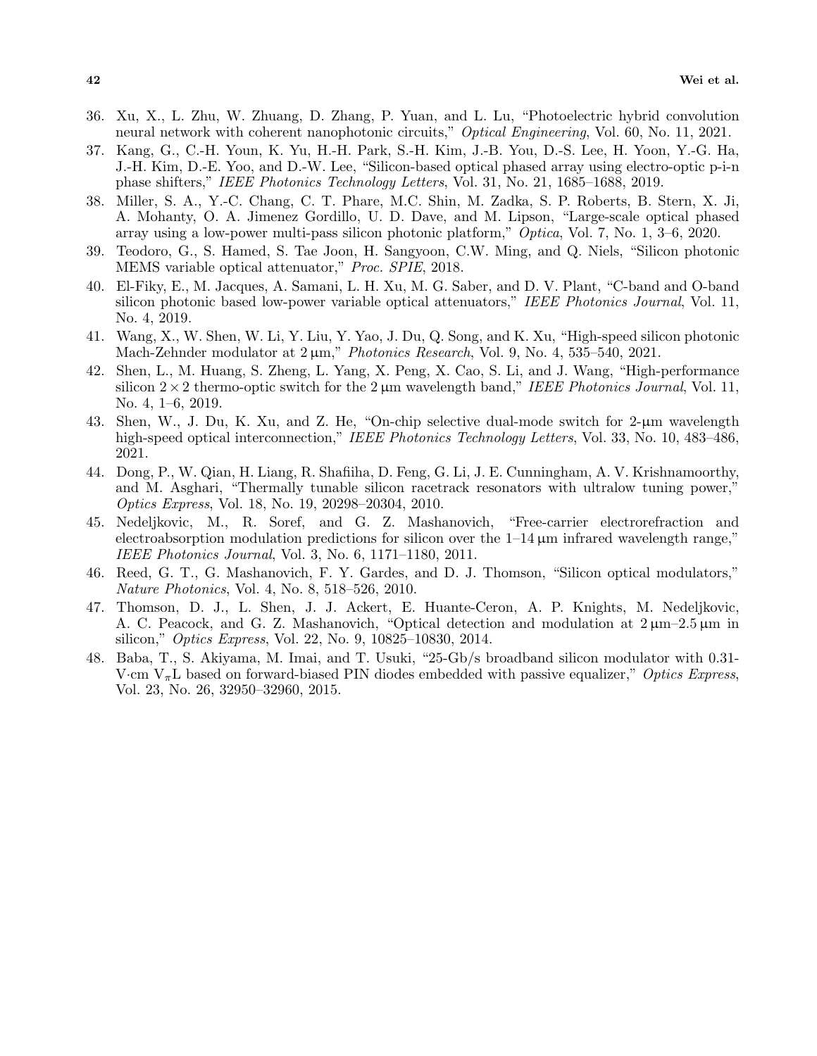36. Xu, X., L. Zhu, W. Zhuang, D. Zhang, P. Yuan, and L. Lu, "Photoelectric hybrid convolution neural network with coherent nanophotonic circuits," *Optical Engineering*, Vol. 60, No. 11, 2021.
37. Kang, G., C.-H. Youn, K. Yu, H.-H. Park, S.-H. Kim, J.-B. You, D.-S. Lee, H. Yoon, Y.-G. Ha, J.-H. Kim, D.-E. Yoo, and D.-W. Lee, "Silicon-based optical phased array using electro-optic p-i-n phase shifters," *IEEE Photonics Technology Letters*, Vol. 31, No. 21, 1685–1688, 2019.
38. Miller, S. A., Y.-C. Chang, C. T. Phare, M.C. Shin, M. Zadka, S. P. Roberts, B. Stern, X. Ji, A. Mohanty, O. A. Jimenez Gordillo, U. D. Dave, and M. Lipson, "Large-scale optical phased array using a low-power multi-pass silicon photonic platform," *Optica*, Vol. 7, No. 1, 3–6, 2020.
39. Teodoro, G., S. Hamed, S. Tae Joon, H. Sangyoon, C.W. Ming, and Q. Niels, "Silicon photonic MEMS variable optical attenuator," *Proc. SPIE*, 2018.
40. El-Fiky, E., M. Jacques, A. Samani, L. H. Xu, M. G. Saber, and D. V. Plant, "C-band and O-band silicon photonic based low-power variable optical attenuators," *IEEE Photonics Journal*, Vol. 11, No. 4, 2019.
41. Wang, X., W. Shen, W. Li, Y. Liu, Y. Yao, J. Du, Q. Song, and K. Xu, "High-speed silicon photonic Mach-Zehnder modulator at 2 μm," *Photonics Research*, Vol. 9, No. 4, 535–540, 2021.
42. Shen, L., M. Huang, S. Zheng, L. Yang, X. Peng, X. Cao, S. Li, and J. Wang, "High-performance silicon $2 \times 2$ thermo-optic switch for the 2 μm wavelength band," *IEEE Photonics Journal*, Vol. 11, No. 4, 1–6, 2019.
43. Shen, W., J. Du, K. Xu, and Z. He, "On-chip selective dual-mode switch for 2-μm wavelength high-speed optical interconnection," *IEEE Photonics Technology Letters*, Vol. 33, No. 10, 483–486, 2021.
44. Dong, P., W. Qian, H. Liang, R. Shafiiha, D. Feng, G. Li, J. E. Cunningham, A. V. Krishnamoorthy, and M. Asghari, "Thermally tunable silicon racetrack resonators with ultralow tuning power," *Optics Express*, Vol. 18, No. 19, 20298–20304, 2010.
45. Nedeljkovic, M., R. Soref, and G. Z. Mashanovich, "Free-carrier electrorefraction and electroabsorption modulation predictions for silicon over the 1–14 μm infrared wavelength range," *IEEE Photonics Journal*, Vol. 3, No. 6, 1171–1180, 2011.
46. Reed, G. T., G. Mashanovich, F. Y. Gardes, and D. J. Thomson, "Silicon optical modulators," *Nature Photonics*, Vol. 4, No. 8, 518–526, 2010.
47. Thomson, D. J., L. Shen, J. J. Ackert, E. Huante-Ceron, A. P. Knights, M. Nedeljkovic, A. C. Peacock, and G. Z. Mashanovich, "Optical detection and modulation at 2 μm–2.5 μm in silicon," *Optics Express*, Vol. 22, No. 9, 10825–10830, 2014.
48. Baba, T., S. Akiyama, M. Imai, and T. Usuki, "25-Gb/s broadband silicon modulator with 0.31-V·cm $V_\pi L$ based on forward-biased PIN diodes embedded with passive equalizer," *Optics Express*, Vol. 23, No. 26, 32950–32960, 2015.